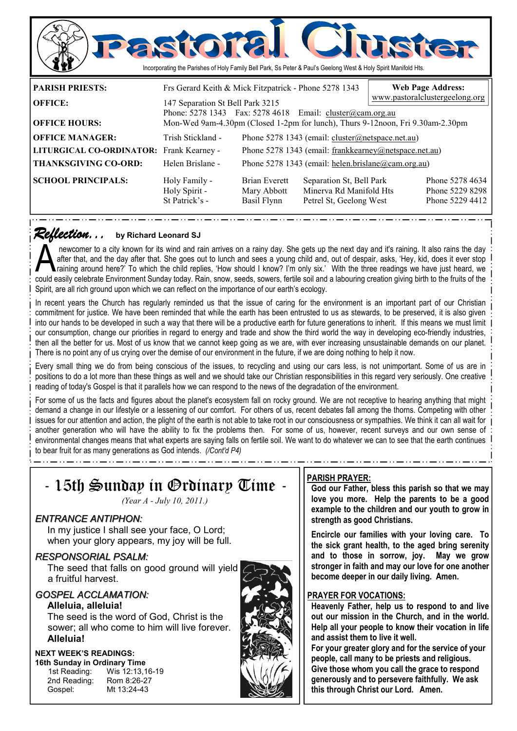# Pastoral Cluster

Incorporating the Parishes of Holy Family Bell Park, Ss Peter & Paul's Geelong West & Holy Spirit Manifold Hts.

| | | | | |
|---|---|---|---|---|
| **PARISH PRIESTS:** | Frs Gerard Keith & Mick Fitzpatrick - Phone 5278 1343 | | | |
| **OFFICE:** | 147 Separation St Bell Park 3215<br>Phone: 5278 1343 Fax: 5278 4618 Email: cluster@cam.org.au | | | |
| **OFFICE HOURS:** | Mon-Wed 9am-4.30pm (Closed 1-2pm for lunch), Thurs 9-12noon, Fri 9.30am-2.30pm | | | |
| **OFFICE MANAGER:** | Trish Stickland - | Phone 5278 1343 (email: cluster@netspace.net.au) | | |
| **LITURGICAL CO-ORDINATOR:** | Frank Kearney - | Phone 5278 1343 (email: frankkearney@netspace.net.au) | | |
| **THANKSGIVING CO-ORD:** | Helen Brislane - | Phone 5278 1343 (email: helen.brislane@cam.org.au) | | |
| **SCHOOL PRINCIPALS:** | Holy Family - | Brian Everett | Separation St, Bell Park | Phone 5278 4634 |
| | Holy Spirit - | Mary Abbott | Minerva Rd Manifold Hts | Phone 5229 8298 |
| | St Patrick's - | Basil Flynn | Petrel St, Geelong West | Phone 5229 4412 |

**Web Page Address:** www.pastoralclustergeelong.org

## *Reflection...* by Richard Leonard SJ

A newcomer to a city known for its wind and rain arrives on a rainy day. She gets up the next day and it's raining. It also rains the day after that, and the day after that. She goes out to lunch and sees a young child and, out of despair, asks, 'Hey, kid, does it ever stop raining around here?' To which the child replies, 'How should I know? I'm only six.' With the three readings we have just heard, we could easily celebrate Environment Sunday today. Rain, snow, seeds, sowers, fertile soil and a labouring creation giving birth to the fruits of the Spirit, are all rich ground upon which we can reflect on the importance of our earth's ecology.

In recent years the Church has regularly reminded us that the issue of caring for the environment is an important part of our Christian commitment for justice. We have been reminded that while the earth has been entrusted to us as stewards, to be preserved, it is also given into our hands to be developed in such a way that there will be a productive earth for future generations to inherit. If this means we must limit our consumption, change our priorities in regard to energy and trade and show the third world the way in developing eco-friendly industries, then all the better for us. Most of us know that we cannot keep going as we are, with ever increasing unsustainable demands on our planet. There is no point any of us crying over the demise of our environment in the future, if we are doing nothing to help it now.

Every small thing we do from being conscious of the issues, to recycling and using our cars less, is not unimportant. Some of us are in positions to do a lot more than these things as well and we should take our Christian responsibilities in this regard very seriously. One creative reading of today's Gospel is that it parallels how we can respond to the news of the degradation of the environment.

For some of us the facts and figures about the planet's ecosystem fall on rocky ground. We are not receptive to hearing anything that might demand a change in our lifestyle or a lessening of our comfort. For others of us, recent debates fall among the thorns. Competing with other issues for our attention and action, the plight of the earth is not able to take root in our consciousness or sympathies. We think it can all wait for another generation who will have the ability to fix the problems then. For some of us, however, recent surveys and our own sense of environmental changes means that what experts are saying falls on fertile soil. We want to do whatever we can to see that the earth continues to bear fruit for as many generations as God intends. *(/Cont'd P4)*

## - 15th Sunday in Ordinary Time -

*(Year A - July 10, 2011.)*

### *ENTRANCE ANTIPHON:*

In my justice I shall see your face, O Lord;
when your glory appears, my joy will be full.

### *RESPONSORIAL PSALM:*

The seed that falls on good ground will yield a fruitful harvest.

### *GOSPEL ACCLAMATION:*

**Alleluia, alleluia!**
The seed is the word of God, Christ is the sower; all who come to him will live forever.
**Alleluia!**

**NEXT WEEK'S READINGS:**
**16th Sunday in Ordinary Time**

| | |
|---|---|
| 1st Reading: | Wis 12:13,16-19 |
| 2nd Reading: | Rom 8:26-27 |
| Gospel: | Mt 13:24-43 |

### PARISH PRAYER:

**God our Father, bless this parish so that we may love you more. Help the parents to be a good example to the children and our youth to grow in strength as good Christians.**

**Encircle our families with your loving care. To the sick grant health, to the aged bring serenity and to those in sorrow, joy. May we grow stronger in faith and may our love for one another become deeper in our daily living. Amen.**

### PRAYER FOR VOCATIONS:

**Heavenly Father, help us to respond to and live out our mission in the Church, and in the world. Help all your people to know their vocation in life and assist them to live it well.**
**For your greater glory and for the service of your people, call many to be priests and religious. Give those whom you call the grace to respond generously and to persevere faithfully. We ask this through Christ our Lord. Amen.**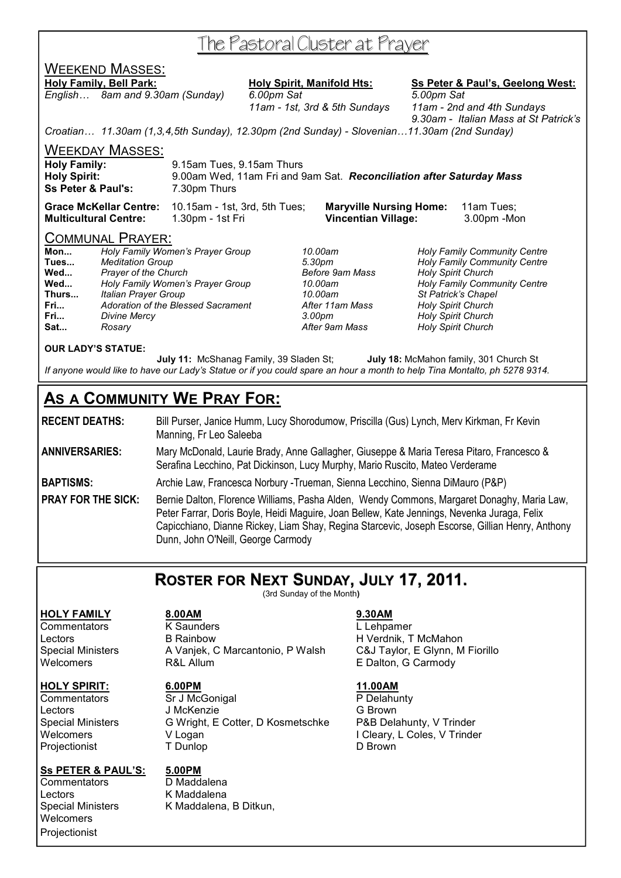# The Pastoral Cluster at Prayer

## Weekend Masses:

**Holy Family, Bell Park:**
*English… 8am and 9.30am (Sunday)*

**Holy Spirit, Manifold Hts:**
*6.00pm Sat*
*11am - 1st, 3rd & 5th Sundays*

**Ss Peter & Paul's, Geelong West:**
*5.00pm Sat*
*11am - 2nd and 4th Sundays*
*9.30am - Italian Mass at St Patrick's*

*Croatian… 11.30am (1,3,4,5th Sunday), 12.30pm (2nd Sunday) - Slovenian…11.30am (2nd Sunday)*

## Weekday Masses:

**Holy Family:** 9.15am Tues, 9.15am Thurs
**Holy Spirit:** 9.00am Wed, 11am Fri and 9am Sat. ***Reconciliation after Saturday Mass***
**Ss Peter & Paul's:** 7.30pm Thurs

**Grace McKellar Centre:** 10.15am - 1st, 3rd, 5th Tues; **Maryville Nursing Home:** 11am Tues;
**Multicultural Centre:** 1.30pm - 1st Fri **Vincentian Village:** 3.00pm -Mon

## Communal Prayer:

| | | | |
|---|---|---|---|
| **Mon...** | *Holy Family Women's Prayer Group* | *10.00am* | *Holy Family Community Centre* |
| **Tues...** | *Meditation Group* | *5.30pm* | *Holy Family Community Centre* |
| **Wed...** | *Prayer of the Church* | *Before 9am Mass* | *Holy Spirit Church* |
| **Wed...** | *Holy Family Women's Prayer Group* | *10.00am* | *Holy Family Community Centre* |
| **Thurs...** | *Italian Prayer Group* | *10.00am* | *St Patrick's Chapel* |
| **Fri...** | *Adoration of the Blessed Sacrament* | *After 11am Mass* | *Holy Spirit Church* |
| **Fri...** | *Divine Mercy* | *3.00pm* | *Holy Spirit Church* |
| **Sat...** | *Rosary* | *After 9am Mass* | *Holy Spirit Church* |

**OUR LADY'S STATUE:**

**July 11:** McShanag Family, 39 Sladen St; **July 18:** McMahon family, 301 Church St

*If anyone would like to have our Lady's Statue or if you could spare an hour a month to help Tina Montalto, ph 5278 9314.*

# As a Community We Pray For:

**RECENT DEATHS:** Bill Purser, Janice Humm, Lucy Shorodumow, Priscilla (Gus) Lynch, Merv Kirkman, Fr Kevin Manning, Fr Leo Saleeba

**ANNIVERSARIES:** Mary McDonald, Laurie Brady, Anne Gallagher, Giuseppe & Maria Teresa Pitaro, Francesco & Serafina Lecchino, Pat Dickinson, Lucy Murphy, Mario Ruscito, Mateo Verderame

**BAPTISMS:** Archie Law, Francesca Norbury -Trueman, Sienna Lecchino, Sienna DiMauro (P&P)

**PRAY FOR THE SICK:** Bernie Dalton, Florence Williams, Pasha Alden, Wendy Commons, Margaret Donaghy, Maria Law, Peter Farrar, Doris Boyle, Heidi Maguire, Joan Bellew, Kate Jennings, Nevenka Juraga, Felix Capicchiano, Dianne Rickey, Liam Shay, Regina Starcevic, Joseph Escorse, Gillian Henry, Anthony Dunn, John O'Neill, George Carmody

# Roster for Next Sunday, July 17, 2011.

(3rd Sunday of the Month)

| **HOLY FAMILY** | **8.00AM** | **9.30AM** |
|---|---|---|
| Commentators | K Saunders | L Lehpamer |
| Lectors | B Rainbow | H Verdnik, T McMahon |
| Special Ministers | A Vanjek, C Marcantonio, P Walsh | C&J Taylor, E Glynn, M Fiorillo |
| Welcomers | R&L Allum | E Dalton, G Carmody |

| **HOLY SPIRIT:** | **6.00PM** | **11.00AM** |
|---|---|---|
| Commentators | Sr J McGonigal | P Delahunty |
| Lectors | J McKenzie | G Brown |
| Special Ministers | G Wright, E Cotter, D Kosmetschke | P&B Delahunty, V Trinder |
| Welcomers | V Logan | I Cleary, L Coles, V Trinder |
| Projectionist | T Dunlop | D Brown |

| **Ss PETER & PAUL'S:** | **5.00PM** |
|---|---|
| Commentators | D Maddalena |
| Lectors | K Maddalena |
| Special Ministers | K Maddalena, B Ditkun, |
| Welcomers | |
| Projectionist | |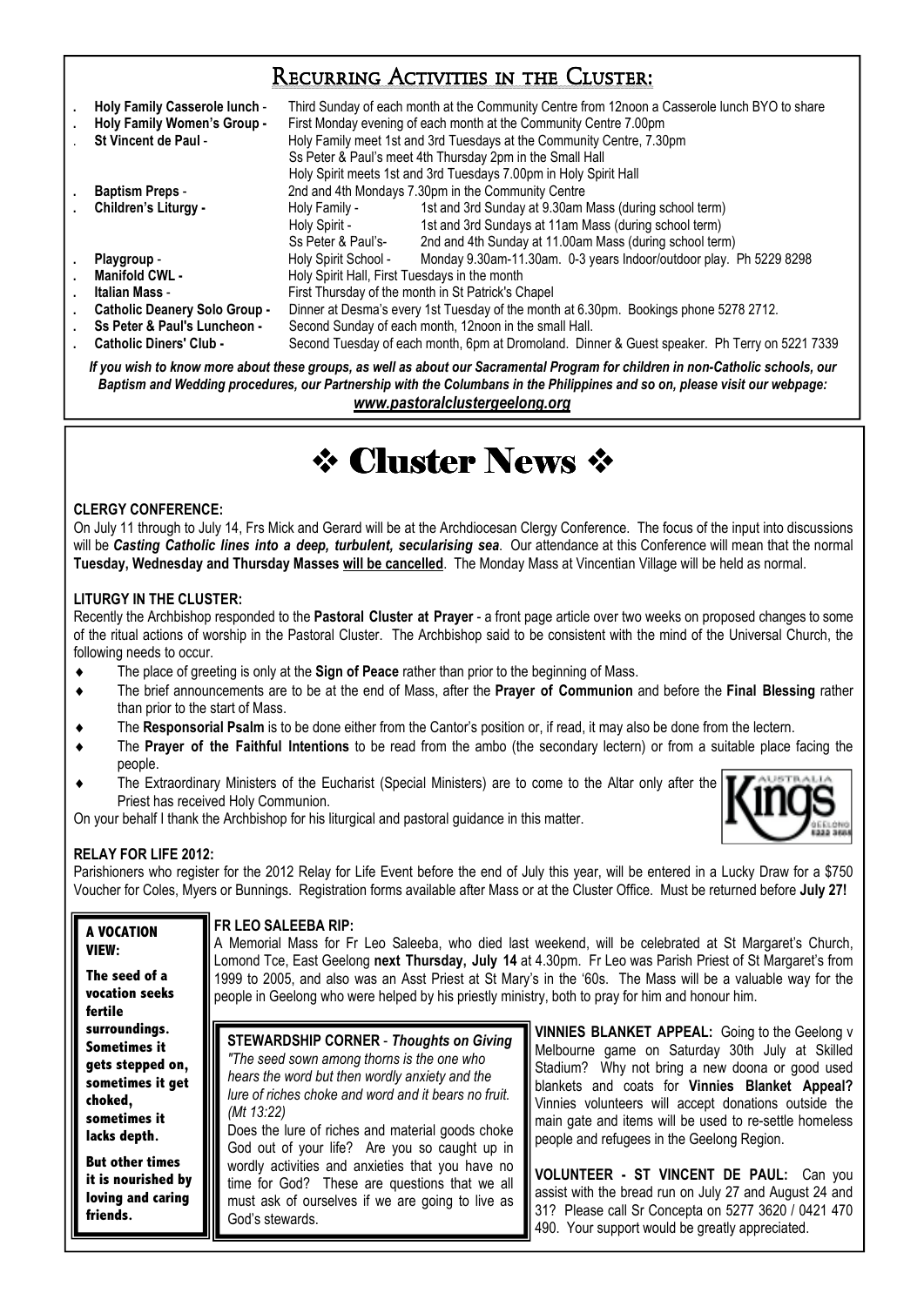## Recurring Activities in the Cluster:

- **Holy Family Casserole lunch** - Third Sunday of each month at the Community Centre from 12noon a Casserole lunch BYO to share
- **Holy Family Women's Group** - First Monday evening of each month at the Community Centre 7.00pm
- **St Vincent de Paul** - Holy Family meet 1st and 3rd Tuesdays at the Community Centre, 7.30pm
  Ss Peter & Paul's meet 4th Thursday 2pm in the Small Hall
  Holy Spirit meets 1st and 3rd Tuesdays 7.00pm in Holy Spirit Hall
- **Baptism Preps** - 2nd and 4th Mondays 7.30pm in the Community Centre
- **Children's Liturgy** -
  Holy Family - 1st and 3rd Sunday at 9.30am Mass (during school term)
  Holy Spirit - 1st and 3rd Sundays at 11am Mass (during school term)
  Ss Peter & Paul's- 2nd and 4th Sunday at 11.00am Mass (during school term)
- **Playgroup** - Holy Spirit School - Monday 9.30am-11.30am. 0-3 years Indoor/outdoor play. Ph 5229 8298
- **Manifold CWL** - Holy Spirit Hall, First Tuesdays in the month
- **Italian Mass** - First Thursday of the month in St Patrick's Chapel
- **Catholic Deanery Solo Group** - Dinner at Desma's every 1st Tuesday of the month at 6.30pm. Bookings phone 5278 2712.
- **Ss Peter & Paul's Luncheon** - Second Sunday of each month, 12noon in the small Hall.
- **Catholic Diners' Club** - Second Tuesday of each month, 6pm at Dromoland. Dinner & Guest speaker. Ph Terry on 5221 7339

***If you wish to know more about these groups, as well as about our Sacramental Program for children in non-Catholic schools, our Baptism and Wedding procedures, our Partnership with the Columbans in the Philippines and so on, please visit our webpage:***
***www.pastoralclustergeelong.org***

# ❖ Cluster News ❖

### CLERGY CONFERENCE:

On July 11 through to July 14, Frs Mick and Gerard will be at the Archdiocesan Clergy Conference. The focus of the input into discussions will be ***Casting Catholic lines into a deep, turbulent, secularising sea***. Our attendance at this Conference will mean that the normal **Tuesday, Wednesday and Thursday Masses will be cancelled**. The Monday Mass at Vincentian Village will be held as normal.

### LITURGY IN THE CLUSTER:

Recently the Archbishop responded to the **Pastoral Cluster at Prayer** - a front page article over two weeks on proposed changes to some of the ritual actions of worship in the Pastoral Cluster. The Archbishop said to be consistent with the mind of the Universal Church, the following needs to occur.

- The place of greeting is only at the **Sign of Peace** rather than prior to the beginning of Mass.
- The brief announcements are to be at the end of Mass, after the **Prayer of Communion** and before the **Final Blessing** rather than prior to the start of Mass.
- The **Responsorial Psalm** is to be done either from the Cantor's position or, if read, it may also be done from the lectern.
- The **Prayer of the Faithful Intentions** to be read from the ambo (the secondary lectern) or from a suitable place facing the people.
- The Extraordinary Ministers of the Eucharist (Special Ministers) are to come to the Altar only after the Priest has received Holy Communion.

On your behalf I thank the Archbishop for his liturgical and pastoral guidance in this matter.

### RELAY FOR LIFE 2012:

Parishioners who register for the 2012 Relay for Life Event before the end of July this year, will be entered in a Lucky Draw for a $750 Voucher for Coles, Myers or Bunnings. Registration forms available after Mass or at the Cluster Office. Must be returned before **July 27!**

**A VOCATION VIEW:**

**The seed of a vocation seeks fertile surroundings. Sometimes it gets stepped on, sometimes it get choked, sometimes it lacks depth.**

**But other times it is nourished by loving and caring friends.**

### FR LEO SALEEBA RIP:

A Memorial Mass for Fr Leo Saleeba, who died last weekend, will be celebrated at St Margaret's Church, Lomond Tce, East Geelong **next Thursday, July 14** at 4.30pm. Fr Leo was Parish Priest of St Margaret's from 1999 to 2005, and also was an Asst Priest at St Mary's in the '60s. The Mass will be a valuable way for the people in Geelong who were helped by his priestly ministry, both to pray for him and honour him.

**STEWARDSHIP CORNER** - ***Thoughts on Giving***

*"The seed sown among thorns is the one who hears the word but then wordly anxiety and the lure of riches choke and word and it bears no fruit. (Mt 13:22)*

Does the lure of riches and material goods choke God out of your life? Are you so caught up in wordly activities and anxieties that you have no time for God? These are questions that we all must ask of ourselves if we are going to live as God's stewards.

**VINNIES BLANKET APPEAL:** Going to the Geelong v Melbourne game on Saturday 30th July at Skilled Stadium? Why not bring a new doona or good used blankets and coats for **Vinnies Blanket Appeal?** Vinnies volunteers will accept donations outside the main gate and items will be used to re-settle homeless people and refugees in the Geelong Region.

**VOLUNTEER - ST VINCENT DE PAUL:** Can you assist with the bread run on July 27 and August 24 and 31? Please call Sr Concepta on 5277 3620 / 0421 470 490. Your support would be greatly appreciated.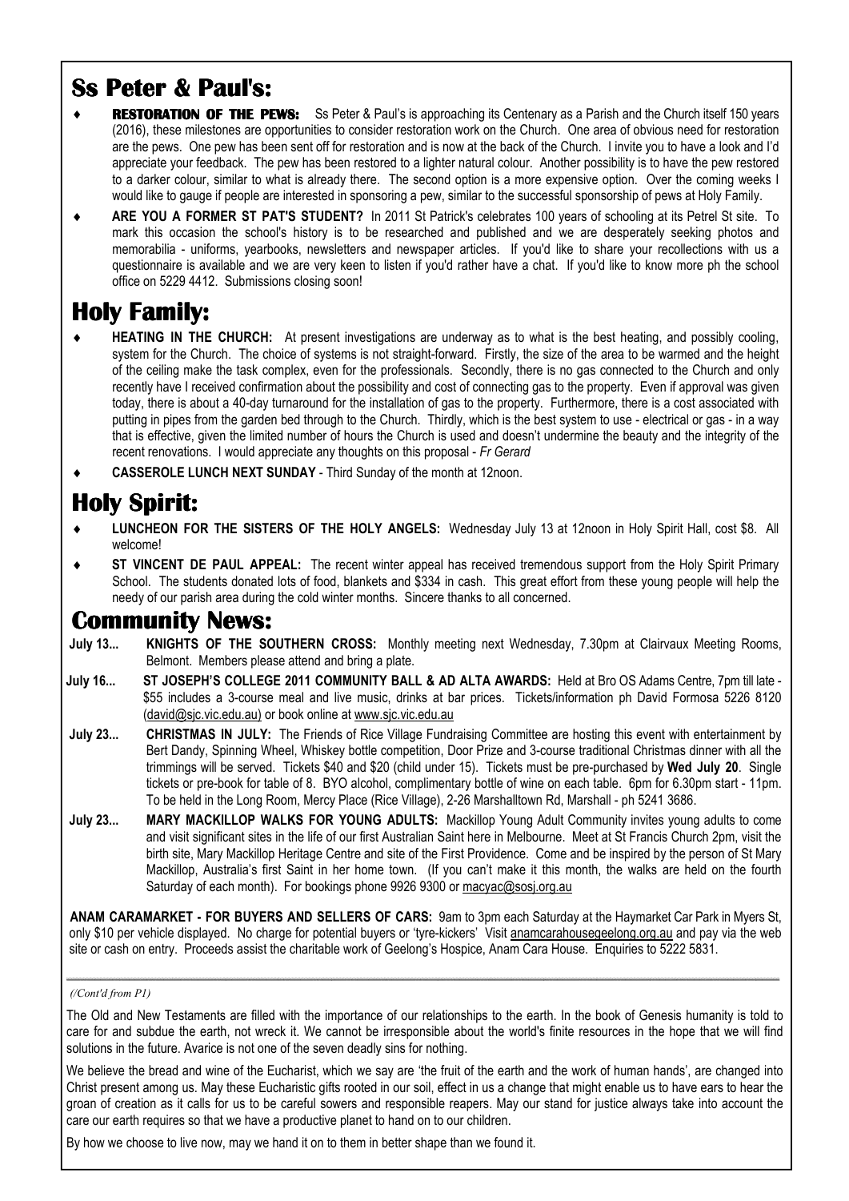## Ss Peter & Paul's:

- **RESTORATION OF THE PEWS:** Ss Peter & Paul's is approaching its Centenary as a Parish and the Church itself 150 years (2016), these milestones are opportunities to consider restoration work on the Church. One area of obvious need for restoration are the pews. One pew has been sent off for restoration and is now at the back of the Church. I invite you to have a look and I'd appreciate your feedback. The pew has been restored to a lighter natural colour. Another possibility is to have the pew restored to a darker colour, similar to what is already there. The second option is a more expensive option. Over the coming weeks I would like to gauge if people are interested in sponsoring a pew, similar to the successful sponsorship of pews at Holy Family.
- **ARE YOU A FORMER ST PAT'S STUDENT?** In 2011 St Patrick's celebrates 100 years of schooling at its Petrel St site. To mark this occasion the school's history is to be researched and published and we are desperately seeking photos and memorabilia - uniforms, yearbooks, newsletters and newspaper articles. If you'd like to share your recollections with us a questionnaire is available and we are very keen to listen if you'd rather have a chat. If you'd like to know more ph the school office on 5229 4412. Submissions closing soon!

## Holy Family:

- **HEATING IN THE CHURCH:** At present investigations are underway as to what is the best heating, and possibly cooling, system for the Church. The choice of systems is not straight-forward. Firstly, the size of the area to be warmed and the height of the ceiling make the task complex, even for the professionals. Secondly, there is no gas connected to the Church and only recently have I received confirmation about the possibility and cost of connecting gas to the property. Even if approval was given today, there is about a 40-day turnaround for the installation of gas to the property. Furthermore, there is a cost associated with putting in pipes from the garden bed through to the Church. Thirdly, which is the best system to use - electrical or gas - in a way that is effective, given the limited number of hours the Church is used and doesn't undermine the beauty and the integrity of the recent renovations. I would appreciate any thoughts on this proposal - *Fr Gerard*
- **CASSEROLE LUNCH NEXT SUNDAY** - Third Sunday of the month at 12noon.

## Holy Spirit:

- **LUNCHEON FOR THE SISTERS OF THE HOLY ANGELS:** Wednesday July 13 at 12noon in Holy Spirit Hall, cost $8. All welcome!
- **ST VINCENT DE PAUL APPEAL:** The recent winter appeal has received tremendous support from the Holy Spirit Primary School. The students donated lots of food, blankets and $334 in cash. This great effort from these young people will help the needy of our parish area during the cold winter months. Sincere thanks to all concerned.

## Community News:

**July 13...** **KNIGHTS OF THE SOUTHERN CROSS:** Monthly meeting next Wednesday, 7.30pm at Clairvaux Meeting Rooms, Belmont. Members please attend and bring a plate.

**July 16...** **ST JOSEPH'S COLLEGE 2011 COMMUNITY BALL & AD ALTA AWARDS:** Held at Bro OS Adams Centre, 7pm till late - $55 includes a 3-course meal and live music, drinks at bar prices. Tickets/information ph David Formosa 5226 8120 (david@sjc.vic.edu.au) or book online at www.sjc.vic.edu.au

**July 23...** **CHRISTMAS IN JULY:** The Friends of Rice Village Fundraising Committee are hosting this event with entertainment by Bert Dandy, Spinning Wheel, Whiskey bottle competition, Door Prize and 3-course traditional Christmas dinner with all the trimmings will be served. Tickets $40 and $20 (child under 15). Tickets must be pre-purchased by **Wed July 20**. Single tickets or pre-book for table of 8. BYO alcohol, complimentary bottle of wine on each table. 6pm for 6.30pm start - 11pm. To be held in the Long Room, Mercy Place (Rice Village), 2-26 Marshalltown Rd, Marshall - ph 5241 3686.

**July 23...** **MARY MACKILLOP WALKS FOR YOUNG ADULTS:** Mackillop Young Adult Community invites young adults to come and visit significant sites in the life of our first Australian Saint here in Melbourne. Meet at St Francis Church 2pm, visit the birth site, Mary Mackillop Heritage Centre and site of the First Providence. Come and be inspired by the person of St Mary Mackillop, Australia's first Saint in her home town. (If you can't make it this month, the walks are held on the fourth Saturday of each month). For bookings phone 9926 9300 or macyac@sosj.org.au

**ANAM CARAMARKET - FOR BUYERS AND SELLERS OF CARS:** 9am to 3pm each Saturday at the Haymarket Car Park in Myers St, only $10 per vehicle displayed. No charge for potential buyers or 'tyre-kickers' Visit anamcarahousegeelong.org.au and pay via the web site or cash on entry. Proceeds assist the charitable work of Geelong's Hospice, Anam Cara House. Enquiries to 5222 5831.

---

*(/Cont'd from P1)*

The Old and New Testaments are filled with the importance of our relationships to the earth. In the book of Genesis humanity is told to care for and subdue the earth, not wreck it. We cannot be irresponsible about the world's finite resources in the hope that we will find solutions in the future. Avarice is not one of the seven deadly sins for nothing.

We believe the bread and wine of the Eucharist, which we say are 'the fruit of the earth and the work of human hands', are changed into Christ present among us. May these Eucharistic gifts rooted in our soil, effect in us a change that might enable us to have ears to hear the groan of creation as it calls for us to be careful sowers and responsible reapers. May our stand for justice always take into account the care our earth requires so that we have a productive planet to hand on to our children.

By how we choose to live now, may we hand it on to them in better shape than we found it.